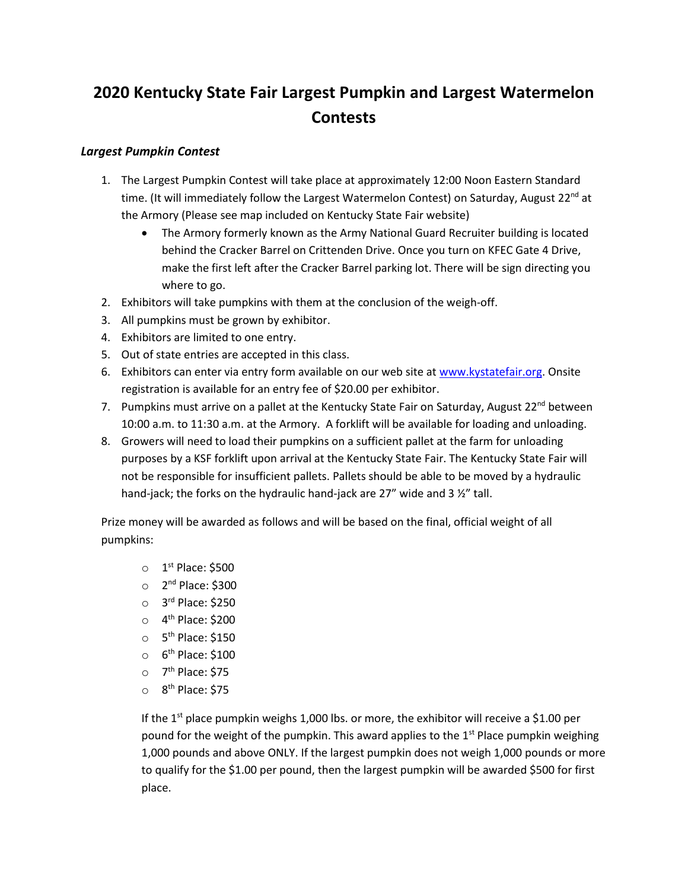# 2020 Kentucky State Fair Largest Pumpkin and Largest Watermelon Contests

### *Largest Pumpkin Contest*

1. The Largest Pumpkin Contest will take place at approximately 12:00 Noon Eastern Standard time. (It will immediately follow the Largest Watermelon Contest) on Saturday, August 22nd at the Armory (Please see map included on Kentucky State Fair website)
   - The Armory formerly known as the Army National Guard Recruiter building is located behind the Cracker Barrel on Crittenden Drive. Once you turn on KFEC Gate 4 Drive, make the first left after the Cracker Barrel parking lot. There will be sign directing you where to go.
2. Exhibitors will take pumpkins with them at the conclusion of the weigh-off.
3. All pumpkins must be grown by exhibitor.
4. Exhibitors are limited to one entry.
5. Out of state entries are accepted in this class.
6. Exhibitors can enter via entry form available on our web site at www.kystatefair.org. Onsite registration is available for an entry fee of $20.00 per exhibitor.
7. Pumpkins must arrive on a pallet at the Kentucky State Fair on Saturday, August 22nd between 10:00 a.m. to 11:30 a.m. at the Armory. A forklift will be available for loading and unloading.
8. Growers will need to load their pumpkins on a sufficient pallet at the farm for unloading purposes by a KSF forklift upon arrival at the Kentucky State Fair. The Kentucky State Fair will not be responsible for insufficient pallets. Pallets should be able to be moved by a hydraulic hand-jack; the forks on the hydraulic hand-jack are 27" wide and 3 ½" tall.

Prize money will be awarded as follows and will be based on the final, official weight of all pumpkins:

- 1st Place: $500
- 2nd Place: $300
- 3rd Place: $250
- 4th Place: $200
- 5th Place: $150
- 6th Place: $100
- 7th Place: $75
- 8th Place: $75

If the 1st place pumpkin weighs 1,000 lbs. or more, the exhibitor will receive a $1.00 per pound for the weight of the pumpkin. This award applies to the 1st Place pumpkin weighing 1,000 pounds and above ONLY. If the largest pumpkin does not weigh 1,000 pounds or more to qualify for the $1.00 per pound, then the largest pumpkin will be awarded $500 for first place.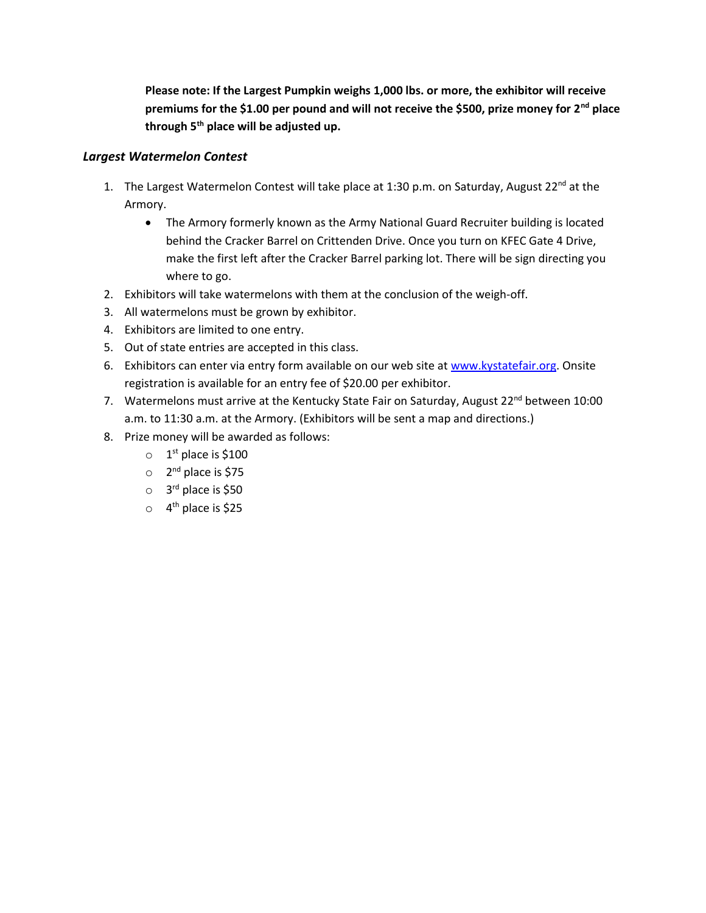**Please note: If the Largest Pumpkin weighs 1,000 lbs. or more, the exhibitor will receive premiums for the $1.00 per pound and will not receive the $500, prize money for 2nd place through 5th place will be adjusted up.**

### *Largest Watermelon Contest*

1. The Largest Watermelon Contest will take place at 1:30 p.m. on Saturday, August 22nd at the Armory.
   - The Armory formerly known as the Army National Guard Recruiter building is located behind the Cracker Barrel on Crittenden Drive. Once you turn on KFEC Gate 4 Drive, make the first left after the Cracker Barrel parking lot. There will be sign directing you where to go.
2. Exhibitors will take watermelons with them at the conclusion of the weigh-off.
3. All watermelons must be grown by exhibitor.
4. Exhibitors are limited to one entry.
5. Out of state entries are accepted in this class.
6. Exhibitors can enter via entry form available on our web site at [www.kystatefair.org](http://www.kystatefair.org). Onsite registration is available for an entry fee of $20.00 per exhibitor.
7. Watermelons must arrive at the Kentucky State Fair on Saturday, August 22nd between 10:00 a.m. to 11:30 a.m. at the Armory. (Exhibitors will be sent a map and directions.)
8. Prize money will be awarded as follows:
   - 1st place is $100
   - 2nd place is $75
   - 3rd place is $50
   - 4th place is $25